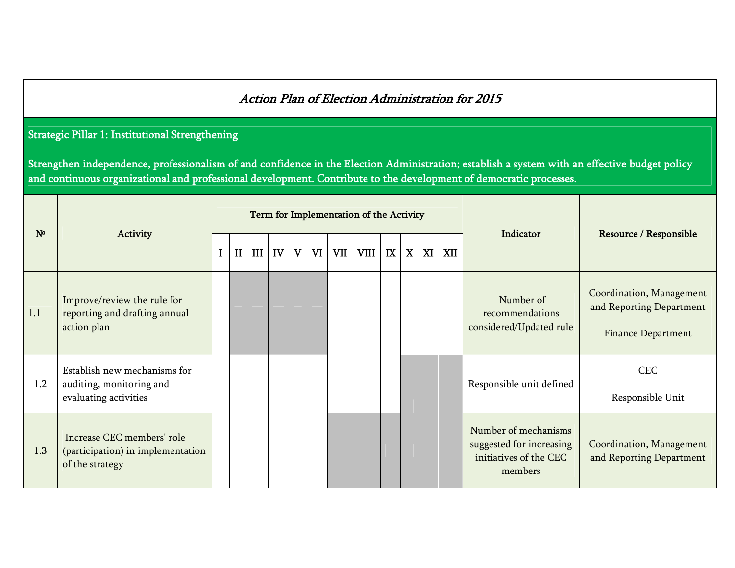# *Action Plan of Election Administration for 2015*

**Strategic Pillar 1: Institutional Strengthening**

**Strengthen independence, professionalism of and confidence in the Election Administration; establish a system with an effective budget policy and continuous organizational and professional development. Contribute to the development of democratic processes.**

| № | Activity | Term for Implementation of the Activity | | | | | | | | | | | | Indicator | Resource / Responsible |
|---|---|---|---|---|---|---|---|---|---|---|---|---|---|---|---|
| | | I | II | III | IV | V | VI | VII | VIII | IX | X | XI | XII | | |
| 1.1 | Improve/review the rule for reporting and drafting annual action plan | | ■ | ■ | ■ | ■ | ■ | | | | | | | Number of recommendations considered/Updated rule | Coordination, Management and Reporting Department<br><br>Finance Department |
| 1.2 | Establish new mechanisms for auditing, monitoring and evaluating activities | | | | | | | | | | ■ | ■ | ■ | Responsible unit defined | CEC<br><br>Responsible Unit |
| 1.3 | Increase CEC members' role (participation) in implementation of the strategy | | | | | | | ■ | ■ | ■ | ■ | ■ | ■ | Number of mechanisms suggested for increasing initiatives of the CEC members | Coordination, Management and Reporting Department |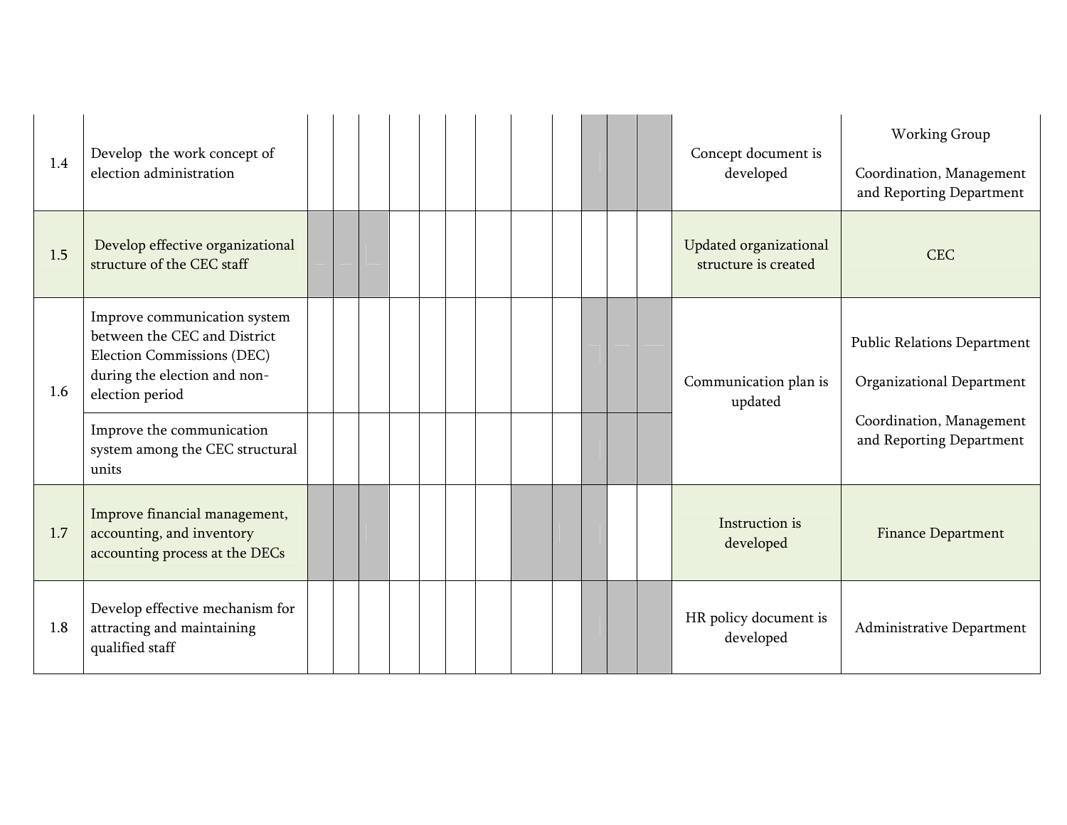| 1.4 | Develop the work concept of election administration | | | | | | | | | | | | | Concept document is developed | Working Group<br><br>Coordination, Management and Reporting Department |
|---|---|---|---|---|---|---|---|---|---|---|---|---|---|---|---|
| 1.5 | Develop effective organizational structure of the CEC staff | | | | | | | | | | | | | Updated organizational structure is created | CEC |
| 1.6 | Improve communication system between the CEC and District Election Commissions (DEC) during the election and non-election period | | | | | | | | | | | | | Communication plan is updated | Public Relations Department<br><br>Organizational Department<br><br>Coordination, Management and Reporting Department |
| | Improve the communication system among the CEC structural units | | | | | | | | | | | | | | |
| 1.7 | Improve financial management, accounting, and inventory accounting process at the DECs | | | | | | | | | | | | | Instruction is developed | Finance Department |
| 1.8 | Develop effective mechanism for attracting and maintaining qualified staff | | | | | | | | | | | | | HR policy document is developed | Administrative Department |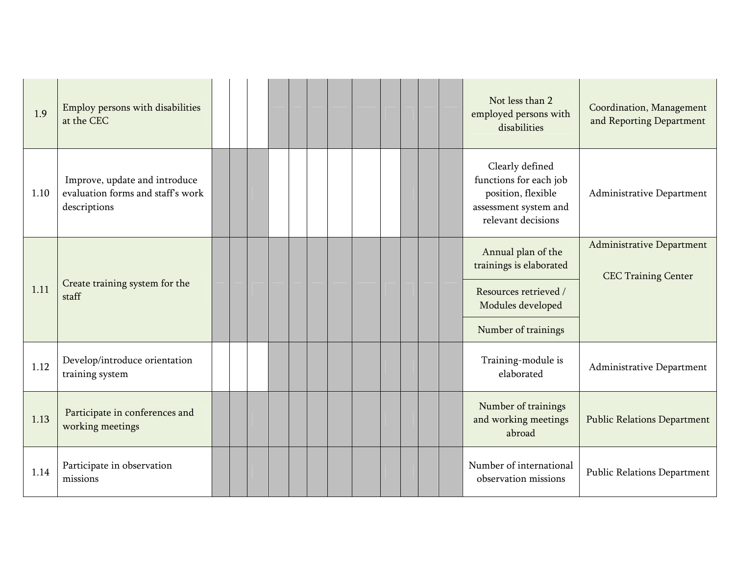| | | | | | | | | | | | | | | | |
|---|---|---|---|---|---|---|---|---|---|---|---|---|---|---|---|
| 1.9 | Employ persons with disabilities at the CEC | | | | | | | | | | | | | Not less than 2 employed persons with disabilities | Coordination, Management and Reporting Department |
| 1.10 | Improve, update and introduce evaluation forms and staff's work descriptions | | | | | | | | | | | | | Clearly defined functions for each job position, flexible assessment system and relevant decisions | Administrative Department |
| 1.11 | Create training system for the staff | | | | | | | | | | | | | Annual plan of the trainings is elaborated<br>Resources retrieved / Modules developed<br>Number of trainings | Administrative Department<br>CEC Training Center |
| 1.12 | Develop/introduce orientation training system | | | | | | | | | | | | | Training-module is elaborated | Administrative Department |
| 1.13 | Participate in conferences and working meetings | | | | | | | | | | | | | Number of trainings and working meetings abroad | Public Relations Department |
| 1.14 | Participate in observation missions | | | | | | | | | | | | | Number of international observation missions | Public Relations Department |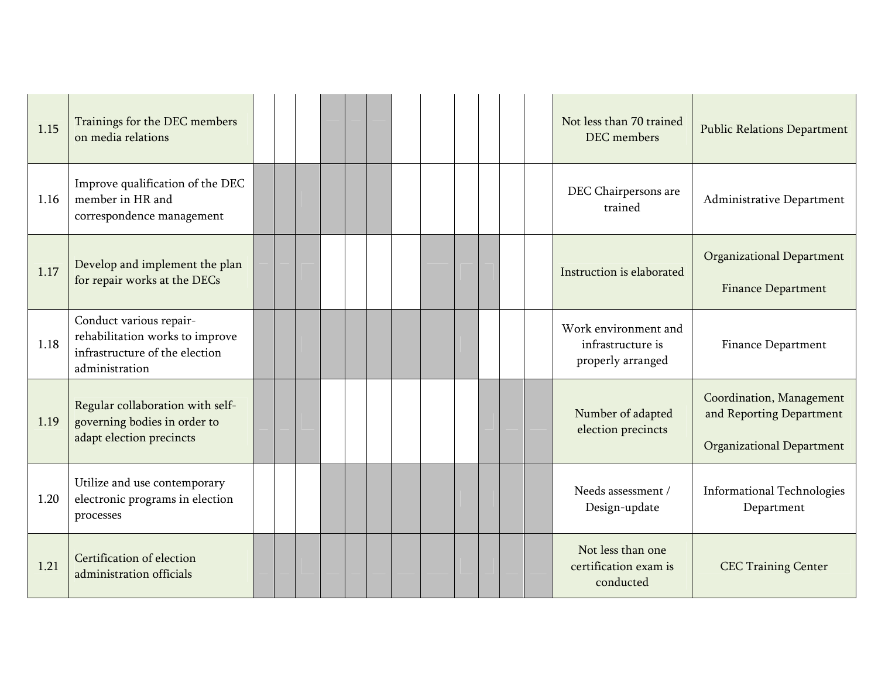| | | | | | | | | | | | | | | | |
|---|---|---|---|---|---|---|---|---|---|---|---|---|---|---|---|
| 1.15 | Trainings for the DEC members on media relations | | | | | | | | | | | | | Not less than 70 trained DEC members | Public Relations Department |
| 1.16 | Improve qualification of the DEC member in HR and correspondence management | | | | | | | | | | | | | DEC Chairpersons are trained | Administrative Department |
| 1.17 | Develop and implement the plan for repair works at the DECs | | | | | | | | | | | | | Instruction is elaborated | Organizational Department<br><br>Finance Department |
| 1.18 | Conduct various repair-rehabilitation works to improve infrastructure of the election administration | | | | | | | | | | | | | Work environment and infrastructure is properly arranged | Finance Department |
| 1.19 | Regular collaboration with self-governing bodies in order to adapt election precincts | | | | | | | | | | | | | Number of adapted election precincts | Coordination, Management and Reporting Department<br><br>Organizational Department |
| 1.20 | Utilize and use contemporary electronic programs in election processes | | | | | | | | | | | | | Needs assessment / Design-update | Informational Technologies Department |
| 1.21 | Certification of election administration officials | | | | | | | | | | | | | Not less than one certification exam is conducted | CEC Training Center |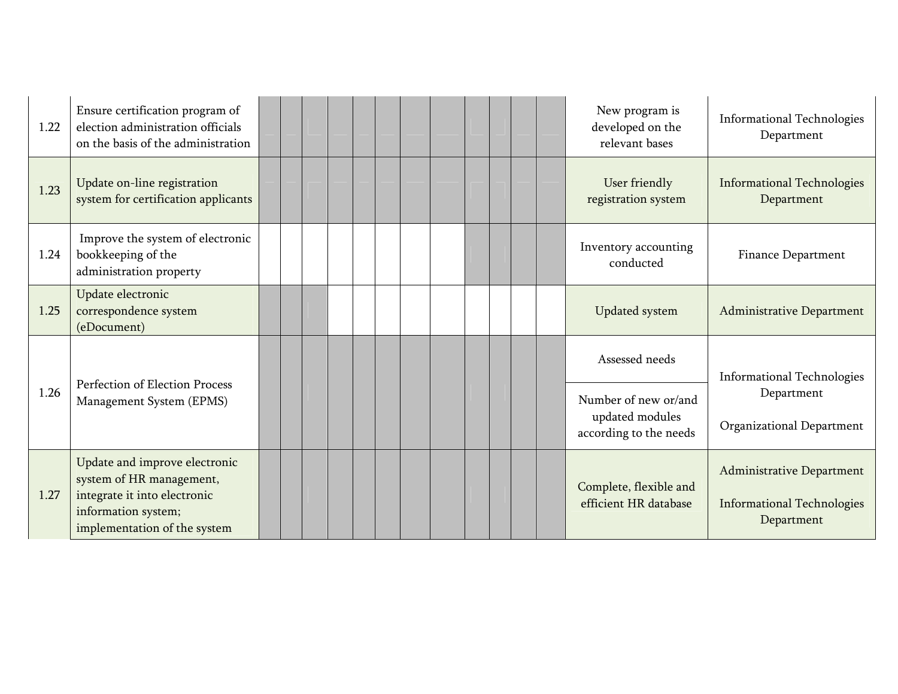| | | | | | | | | | | | | | | | |
|---|---|---|---|---|---|---|---|---|---|---|---|---|---|---|---|
| 1.22 | Ensure certification program of election administration officials on the basis of the administration | | | | | | | | | | | | | New program is developed on the relevant bases | Informational Technologies Department |
| 1.23 | Update on-line registration system for certification applicants | | | | | | | | | | | | | User friendly registration system | Informational Technologies Department |
| 1.24 | Improve the system of electronic bookkeeping of the administration property | | | | | | | | | | | | | Inventory accounting conducted | Finance Department |
| 1.25 | Update electronic correspondence system (eDocument) | | | | | | | | | | | | | Updated system | Administrative Department |
| 1.26 | Perfection of Election Process Management System (EPMS) | | | | | | | | | | | | | Assessed needs<br>Number of new or/and updated modules according to the needs | Informational Technologies Department<br>Organizational Department |
| 1.27 | Update and improve electronic system of HR management, integrate it into electronic information system; implementation of the system | | | | | | | | | | | | | Complete, flexible and efficient HR database | Administrative Department<br>Informational Technologies Department |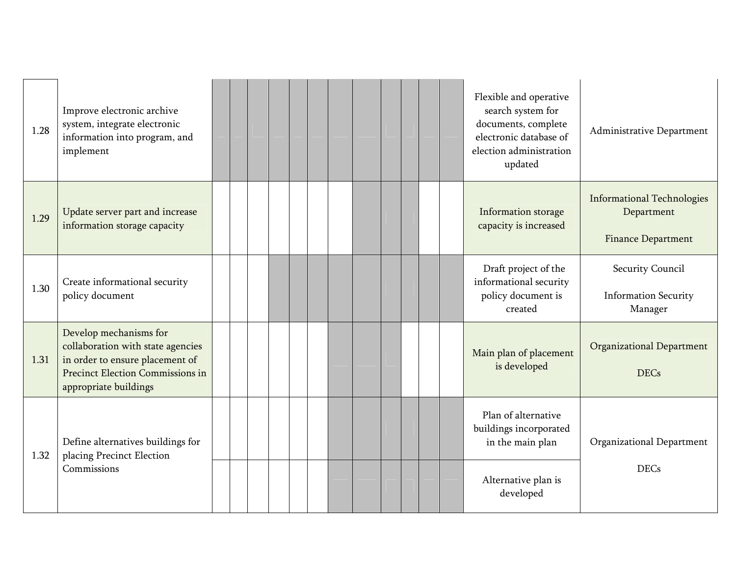| | | | | | | | | | | | | | | | |
|---|---|---|---|---|---|---|---|---|---|---|---|---|---|---|---|
| 1.28 | Improve electronic archive system, integrate electronic information into program, and implement | | | | | | | | | | | | | Flexible and operative search system for documents, complete electronic database of election administration updated | Administrative Department |
| 1.29 | Update server part and increase information storage capacity | | | | | | | | | | | | | Information storage capacity is increased | Informational Technologies Department<br><br>Finance Department |
| 1.30 | Create informational security policy document | | | | | | | | | | | | | Draft project of the informational security policy document is created | Security Council<br><br>Information Security Manager |
| 1.31 | Develop mechanisms for collaboration with state agencies in order to ensure placement of Precinct Election Commissions in appropriate buildings | | | | | | | | | | | | | Main plan of placement is developed | Organizational Department<br><br>DECs |
| 1.32 | Define alternatives buildings for placing Precinct Election Commissions | | | | | | | | | | | | | Plan of alternative buildings incorporated in the main plan | Organizational Department<br><br>DECs |
| | | | | | | | | | | | | | | Alternative plan is developed | |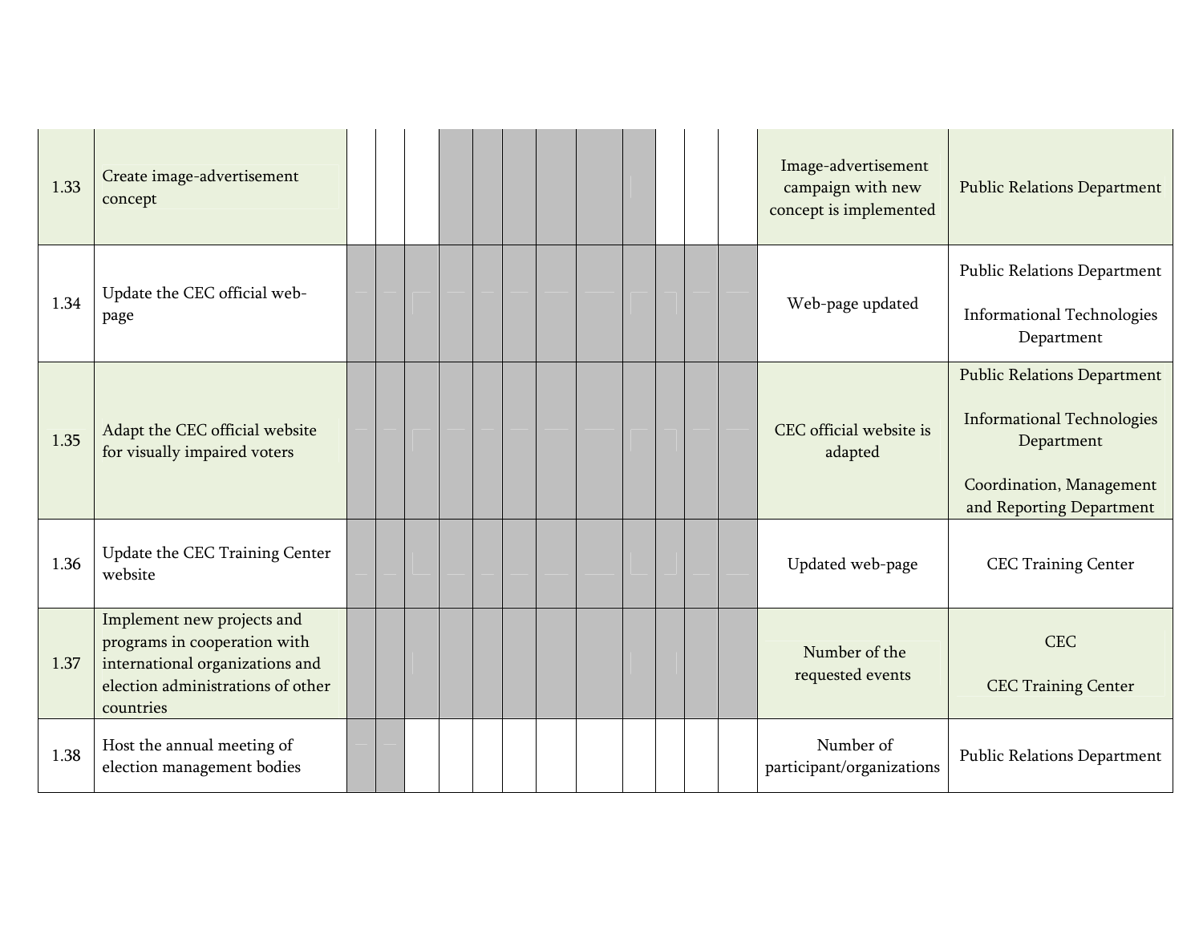| | | | | | | | | | | | | | | | |
|---|---|---|---|---|---|---|---|---|---|---|---|---|---|---|---|
| 1.33 | Create image-advertisement concept | | | | | | | | | | | | | Image-advertisement campaign with new concept is implemented | Public Relations Department |
| 1.34 | Update the CEC official web-page | | | | | | | | | | | | | Web-page updated | Public Relations Department<br><br>Informational Technologies Department |
| 1.35 | Adapt the CEC official website for visually impaired voters | | | | | | | | | | | | | CEC official website is adapted | Public Relations Department<br><br>Informational Technologies Department<br><br>Coordination, Management and Reporting Department |
| 1.36 | Update the CEC Training Center website | | | | | | | | | | | | | Updated web-page | CEC Training Center |
| 1.37 | Implement new projects and programs in cooperation with international organizations and election administrations of other countries | | | | | | | | | | | | | Number of the requested events | CEC<br><br>CEC Training Center |
| 1.38 | Host the annual meeting of election management bodies | | | | | | | | | | | | | Number of participant/organizations | Public Relations Department |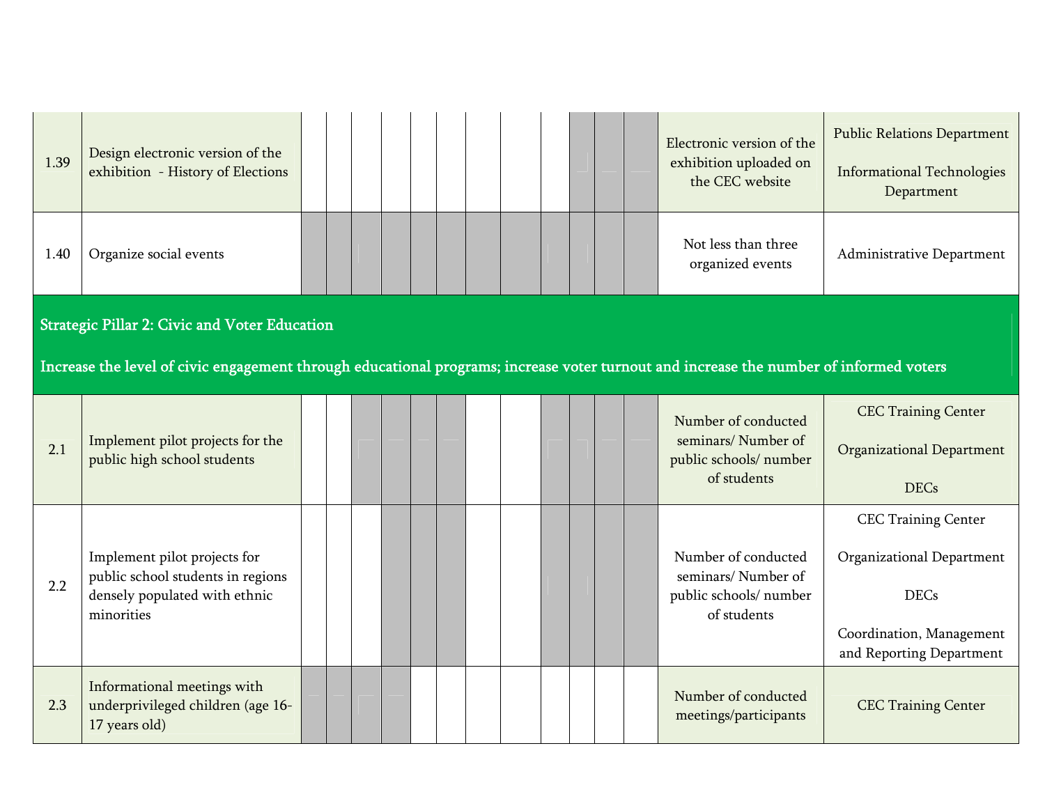| | | | | | | | | | | | | | | Indicator | Responsible |
|---|---|---|---|---|---|---|---|---|---|---|---|---|---|---|---|
| 1.39 | Design electronic version of the exhibition - History of Elections | | | | | | | | | | X | X | X | Electronic version of the exhibition uploaded on the CEC website | Public Relations Department<br><br>Informational Technologies Department |
| 1.40 | Organize social events | X | X | X | X | X | X | X | X | X | X | X | X | Not less than three organized events | Administrative Department |
| **Strategic Pillar 2: Civic and Voter Education**<br><br>**Increase the level of civic engagement through educational programs; increase voter turnout and increase the number of informed voters** | | | | | | | | | | | | | | | |
| 2.1 | Implement pilot projects for the public high school students | | | X | X | X | X | | | X | X | X | X | Number of conducted seminars/ Number of public schools/ number of students | CEC Training Center<br><br>Organizational Department<br><br>DECs |
| 2.2 | Implement pilot projects for public school students in regions densely populated with ethnic minorities | | | | X | X | X | | | X | X | X | X | Number of conducted seminars/ Number of public schools/ number of students | CEC Training Center<br><br>Organizational Department<br><br>DECs<br><br>Coordination, Management and Reporting Department |
| 2.3 | Informational meetings with underprivileged children (age 16-17 years old) | X | X | X | X | | | | | | | | | Number of conducted meetings/participants | CEC Training Center |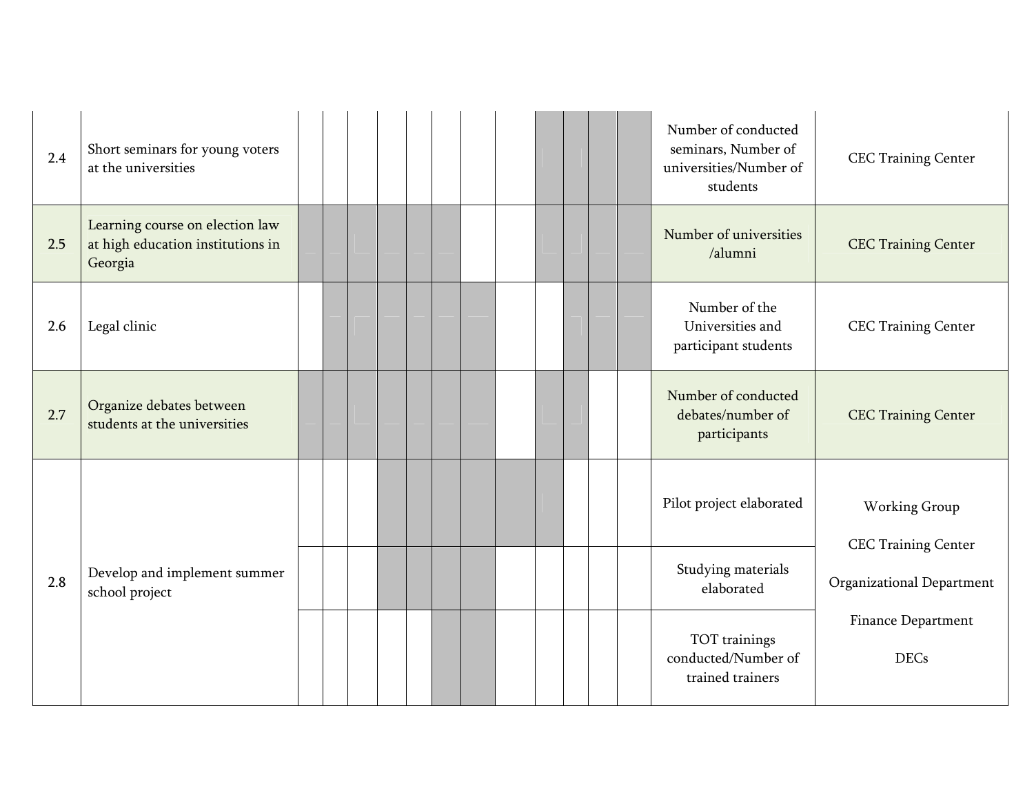| No. | Activity | | | | | | | | | | | | | Indicator | Responsible |
|---|---|---|---|---|---|---|---|---|---|---|---|---|---|---|---|
| 2.4 | Short seminars for young voters at the universities | | | | | | | | | ■ | ■ | ■ | ■ | Number of conducted seminars, Number of universities/Number of students | CEC Training Center |
| 2.5 | Learning course on election law at high education institutions in Georgia | ■ | ■ | ■ | ■ | ■ | ■ | | | ■ | ■ | ■ | ■ | Number of universities /alumni | CEC Training Center |
| 2.6 | Legal clinic | | ■ | ■ | ■ | ■ | ■ | ■ | | | ■ | ■ | ■ | Number of the Universities and participant students | CEC Training Center |
| 2.7 | Organize debates between students at the universities | ■ | ■ | ■ | ■ | ■ | ■ | ■ | | ■ | ■ | | | Number of conducted debates/number of participants | CEC Training Center |
| 2.8 | Develop and implement summer school project | | | | ■ | ■ | ■ | ■ | ■ | ■ | | | | Pilot project elaborated | Working Group<br>CEC Training Center<br>Organizational Department<br>Finance Department<br>DECs |
| | | | | | ■ | ■ | ■ | ■ | | | | | | Studying materials elaborated | |
| | | | | | | | ■ | ■ | | | | | | TOT trainings conducted/Number of trained trainers | |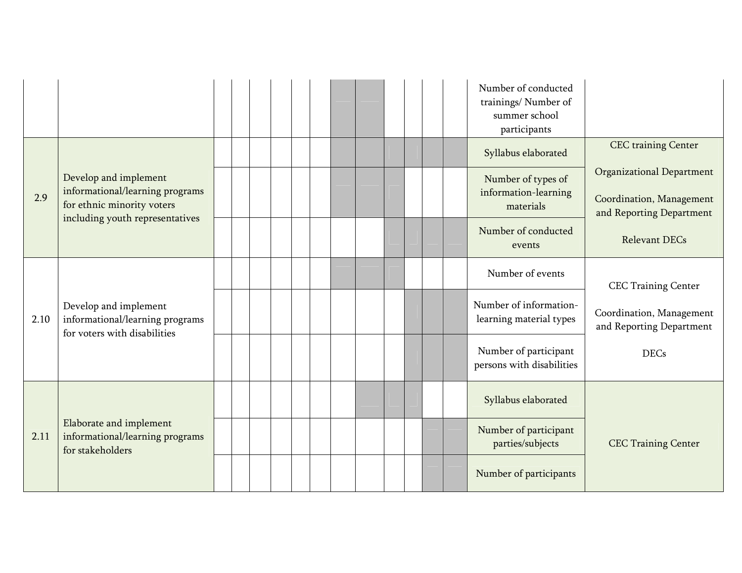| | | | | | | | | | | | | | | | |
|---|---|---|---|---|---|---|---|---|---|---|---|---|---|---|---|
| | | | | | | | | | | | | | | Number of conducted trainings/ Number of summer school participants | |
| 2.9 | Develop and implement informational/learning programs for ethnic minority voters including youth representatives | | | | | | | | | | | | | Syllabus elaborated | CEC training Center<br><br>Organizational Department<br><br>Coordination, Management and Reporting Department<br><br>Relevant DECs |
| | | | | | | | | | | | | | | Number of types of information-learning materials | |
| | | | | | | | | | | | | | | Number of conducted events | |
| 2.10 | Develop and implement informational/learning programs for voters with disabilities | | | | | | | | | | | | | Number of events | CEC Training Center<br><br>Coordination, Management and Reporting Department<br><br>DECs |
| | | | | | | | | | | | | | | Number of information-learning material types | |
| | | | | | | | | | | | | | | Number of participant persons with disabilities | |
| 2.11 | Elaborate and implement informational/learning programs for stakeholders | | | | | | | | | | | | | Syllabus elaborated | CEC Training Center |
| | | | | | | | | | | | | | | Number of participant parties/subjects | |
| | | | | | | | | | | | | | | Number of participants | |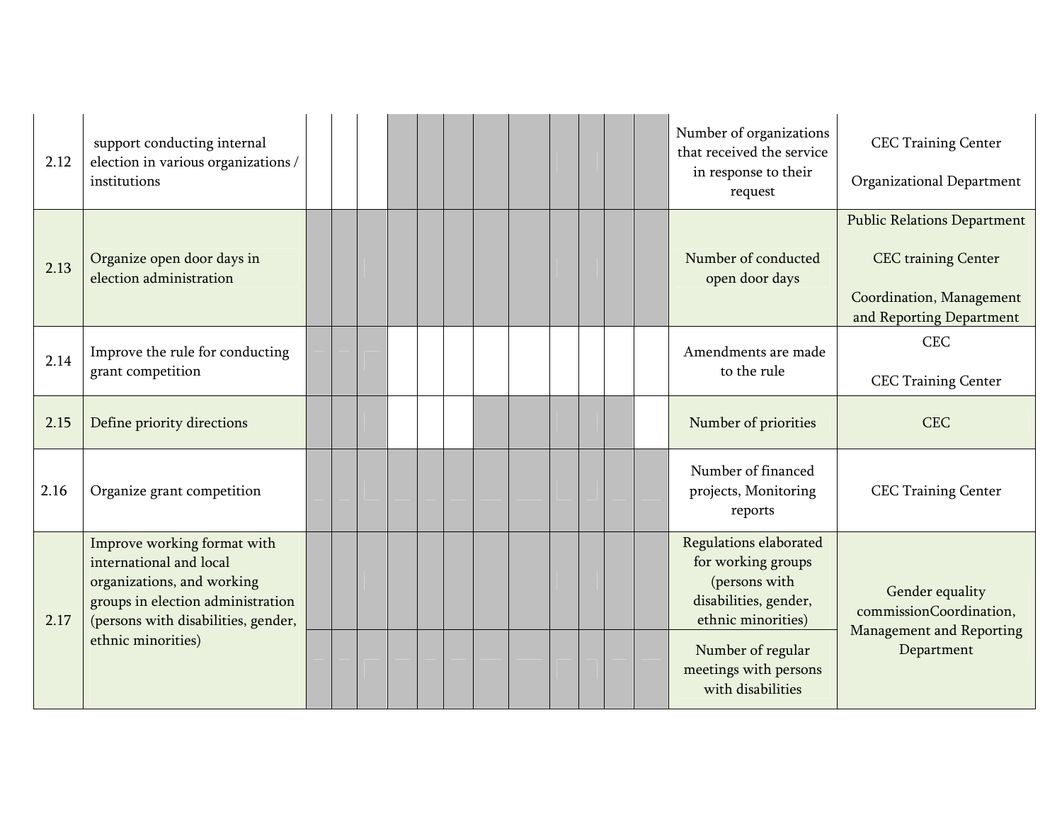| | | | |
|---|---|---|---|
| 2.12 | support conducting internal election in various organizations / institutions | Number of organizations that received the service in response to their request | CEC Training Center<br><br>Organizational Department |
| 2.13 | Organize open door days in election administration | Number of conducted open door days | Public Relations Department<br><br>CEC training Center<br><br>Coordination, Management and Reporting Department |
| 2.14 | Improve the rule for conducting grant competition | Amendments are made to the rule | CEC<br><br>CEC Training Center |
| 2.15 | Define priority directions | Number of priorities | CEC |
| 2.16 | Organize grant competition | Number of financed projects, Monitoring reports | CEC Training Center |
| 2.17 | Improve working format with international and local organizations, and working groups in election administration (persons with disabilities, gender, ethnic minorities) | Regulations elaborated for working groups (persons with disabilities, gender, ethnic minorities) | Gender equality commissionCoordination, Management and Reporting Department |
| | | Number of regular meetings with persons with disabilities | |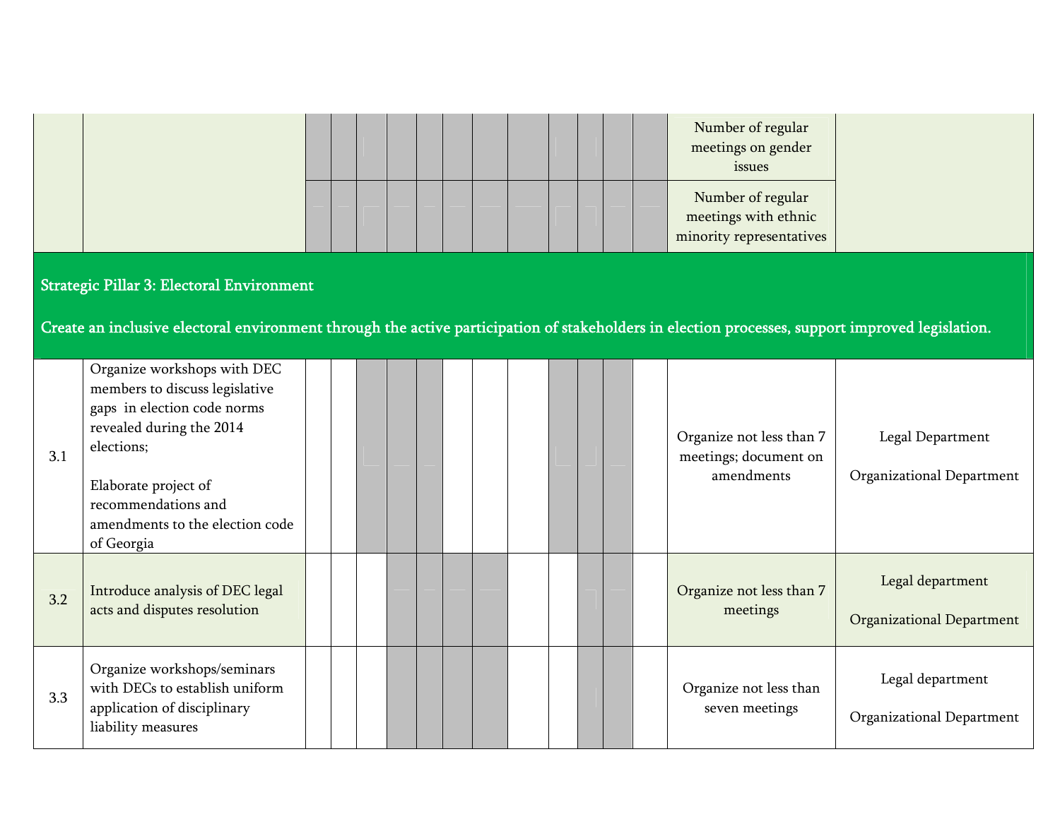| | | | | | | | | | | | | | | | |
|---|---|---|---|---|---|---|---|---|---|---|---|---|---|---|---|
| | | | | | | | | | | | | | | Number of regular meetings on gender issues | |
| | | | | | | | | | | | | | | Number of regular meetings with ethnic minority representatives | |
| **Strategic Pillar 3: Electoral Environment**<br><br>**Create an inclusive electoral environment through the active participation of stakeholders in election processes, support improved legislation.** | | | | | | | | | | | | | | | |
| 3.1 | Organize workshops with DEC members to discuss legislative gaps in election code norms revealed during the 2014 elections;<br><br>Elaborate project of recommendations and amendments to the election code of Georgia | | | | | | | | | | | | | Organize not less than 7 meetings; document on amendments | Legal Department<br><br>Organizational Department |
| 3.2 | Introduce analysis of DEC legal acts and disputes resolution | | | | | | | | | | | | | Organize not less than 7 meetings | Legal department<br><br>Organizational Department |
| 3.3 | Organize workshops/seminars with DECs to establish uniform application of disciplinary liability measures | | | | | | | | | | | | | Organize not less than seven meetings | Legal department<br><br>Organizational Department |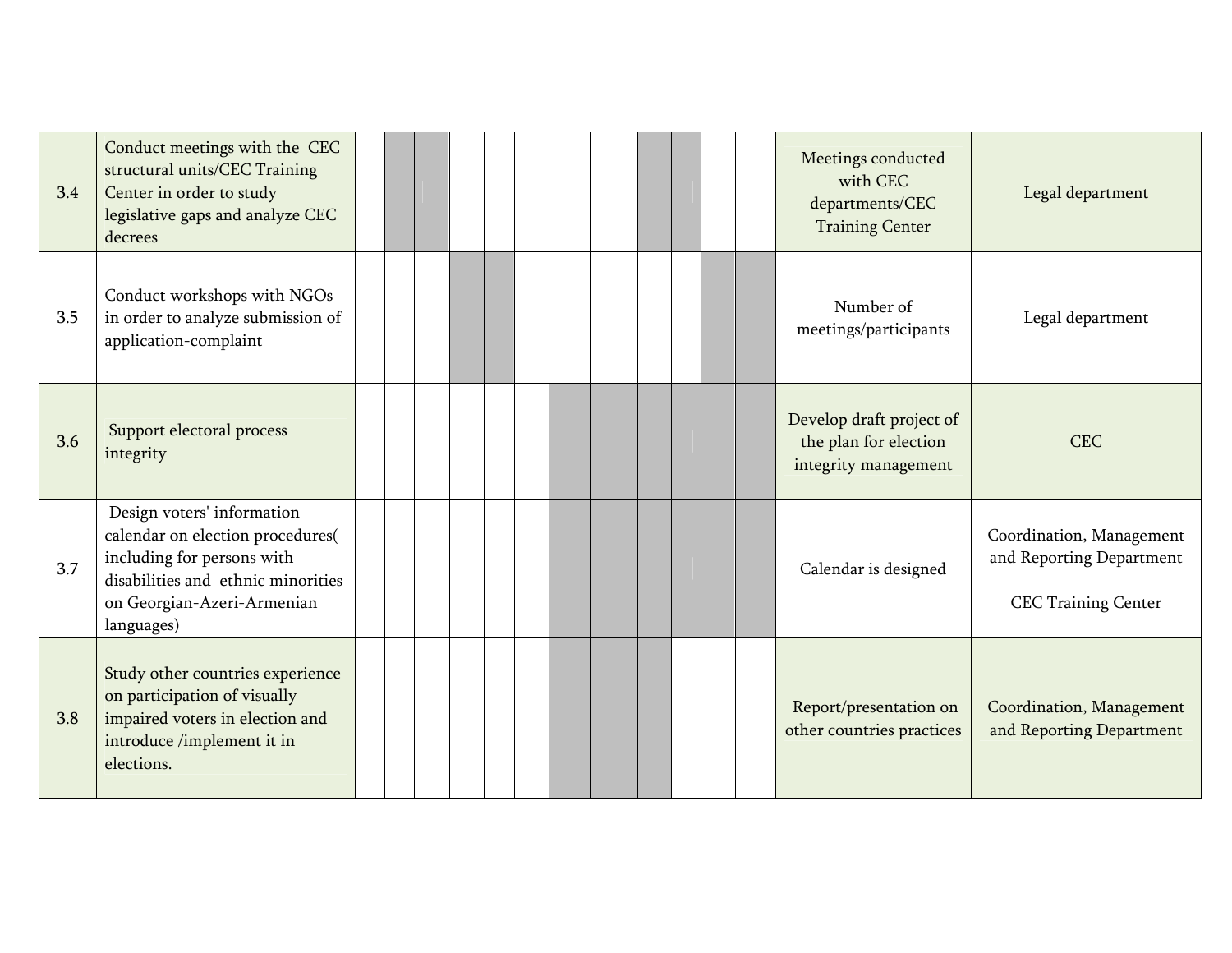| | | | | | | | | | | | | | | | |
|---|---|---|---|---|---|---|---|---|---|---|---|---|---|---|---|
| 3.4 | Conduct meetings with the CEC structural units/CEC Training Center in order to study legislative gaps and analyze CEC decrees | | | | | | | | | | | | | Meetings conducted with CEC departments/CEC Training Center | Legal department |
| 3.5 | Conduct workshops with NGOs in order to analyze submission of application-complaint | | | | | | | | | | | | | Number of meetings/participants | Legal department |
| 3.6 | Support electoral process integrity | | | | | | | | | | | | | Develop draft project of the plan for election integrity management | CEC |
| 3.7 | Design voters' information calendar on election procedures( including for persons with disabilities and ethnic minorities on Georgian-Azeri-Armenian languages) | | | | | | | | | | | | | Calendar is designed | Coordination, Management and Reporting Department<br><br>CEC Training Center |
| 3.8 | Study other countries experience on participation of visually impaired voters in election and introduce /implement it in elections. | | | | | | | | | | | | | Report/presentation on other countries practices | Coordination, Management and Reporting Department |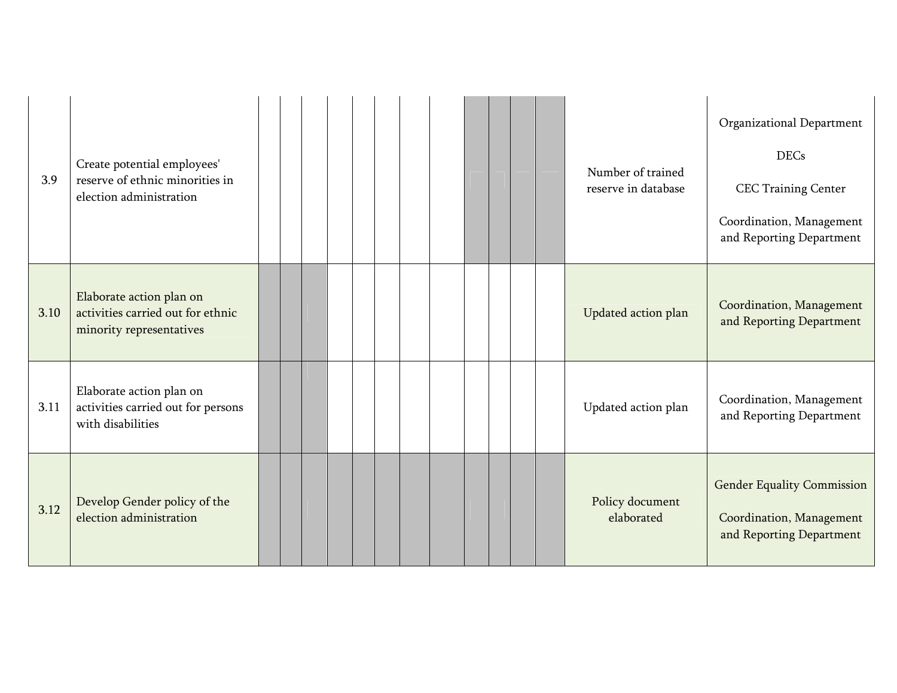| | | | | | | | | | | | | | | | |
|---|---|---|---|---|---|---|---|---|---|---|---|---|---|---|---|
| 3.9 | Create potential employees' reserve of ethnic minorities in election administration | | | | | | | | | | | | | Number of trained reserve in database | Organizational Department<br><br>DECs<br><br>CEC Training Center<br><br>Coordination, Management and Reporting Department |
| 3.10 | Elaborate action plan on activities carried out for ethnic minority representatives | | | | | | | | | | | | | Updated action plan | Coordination, Management and Reporting Department |
| 3.11 | Elaborate action plan on activities carried out for persons with disabilities | | | | | | | | | | | | | Updated action plan | Coordination, Management and Reporting Department |
| 3.12 | Develop Gender policy of the election administration | | | | | | | | | | | | | Policy document elaborated | Gender Equality Commission<br><br>Coordination, Management and Reporting Department |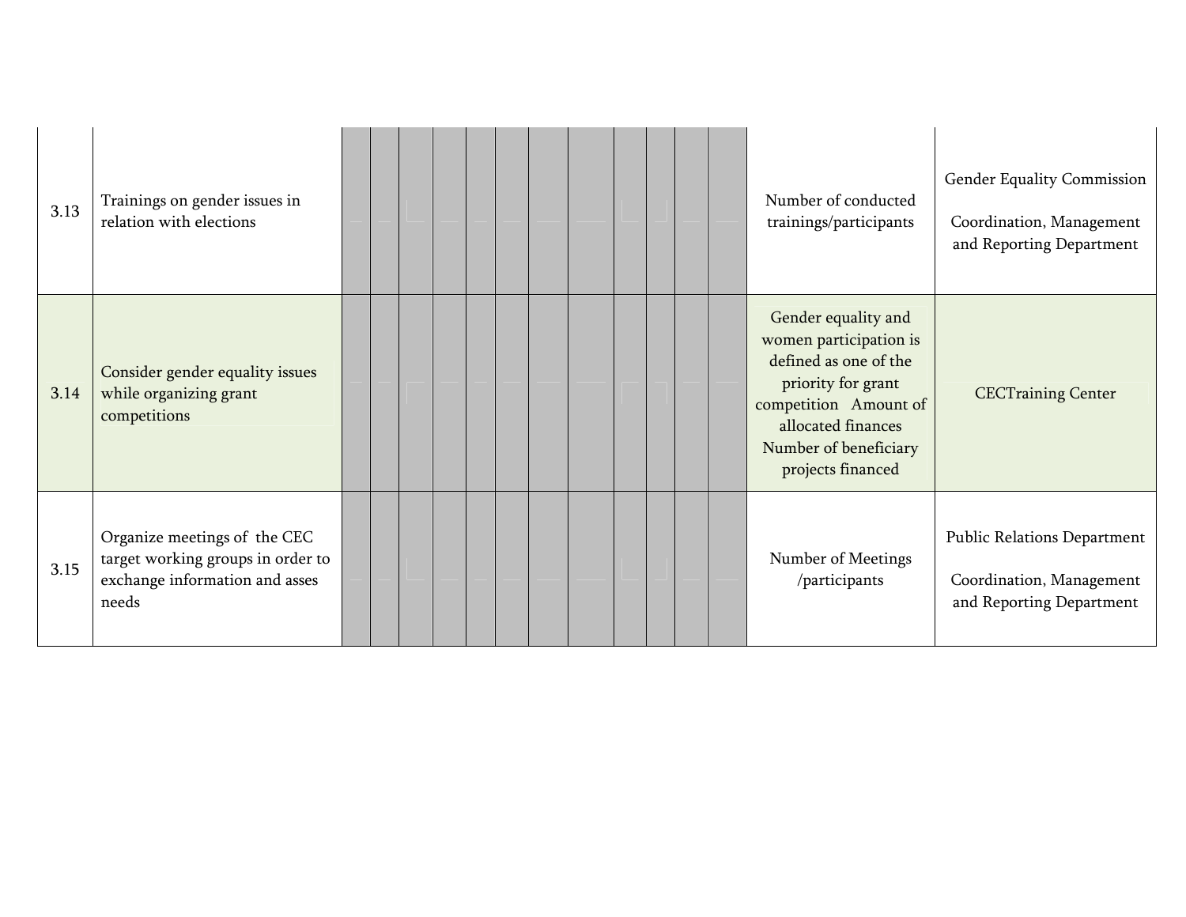| | | | | | | | | | | | | | | |
|---|---|---|---|---|---|---|---|---|---|---|---|---|---|---|
| 3.13 | Trainings on gender issues in relation with elections | | | | | | | | | | | | | Number of conducted trainings/participants | Gender Equality Commission<br><br>Coordination, Management and Reporting Department |
| 3.14 | Consider gender equality issues while organizing grant competitions | | | | | | | | | | | | | Gender equality and women participation is defined as one of the priority for grant competition Amount of allocated finances Number of beneficiary projects financed | CECTraining Center |
| 3.15 | Organize meetings of the CEC target working groups in order to exchange information and asses needs | | | | | | | | | | | | | Number of Meetings /participants | Public Relations Department<br><br>Coordination, Management and Reporting Department |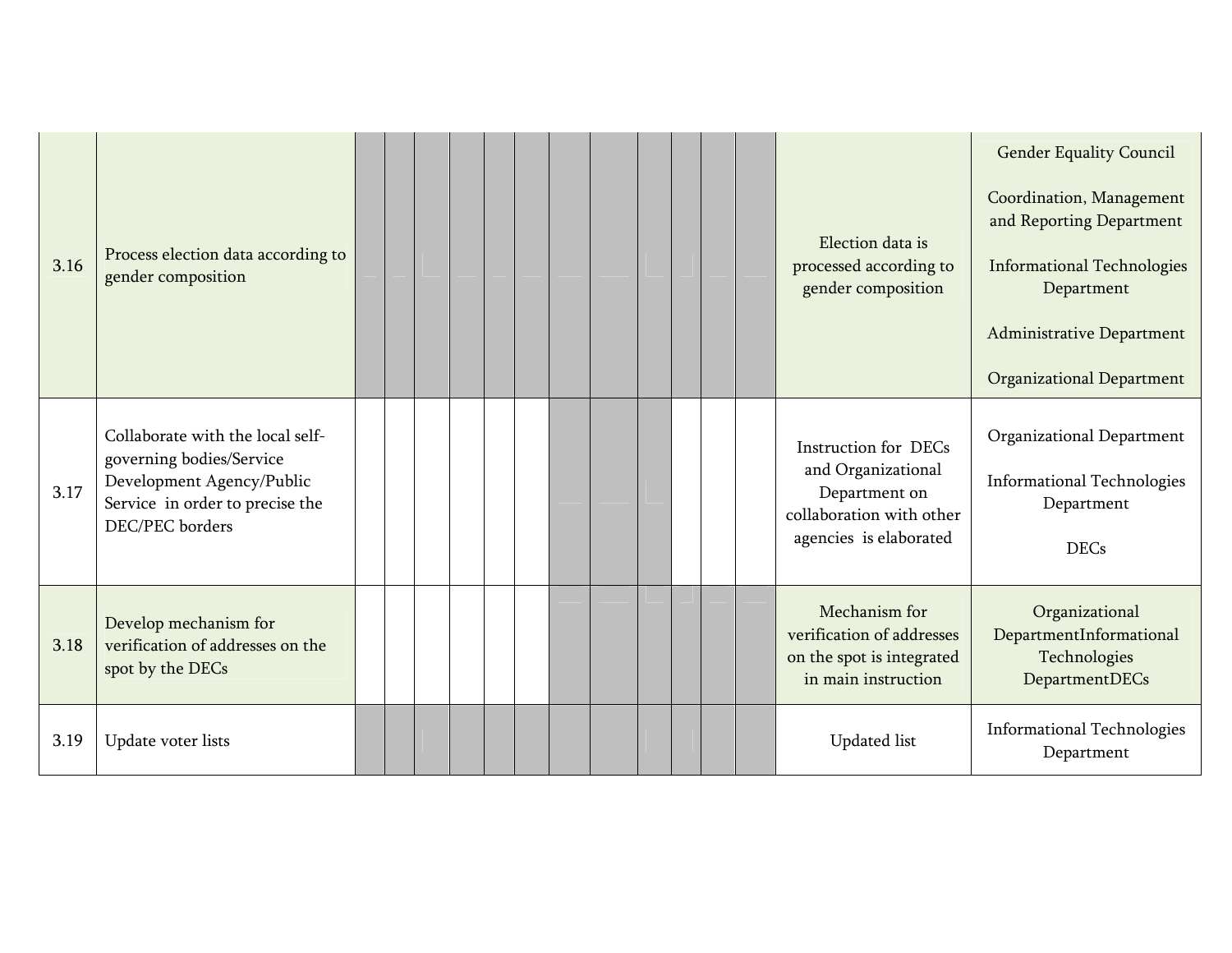| | | | | | | | | | | | | | | |
|---|---|---|---|---|---|---|---|---|---|---|---|---|---|---|
| 3.16 | Process election data according to gender composition | | | | | | | | | | | | | Election data is processed according to gender composition | Gender Equality Council<br><br>Coordination, Management and Reporting Department<br><br>Informational Technologies Department<br><br>Administrative Department<br><br>Organizational Department |
| 3.17 | Collaborate with the local self-governing bodies/Service Development Agency/Public Service in order to precise the DEC/PEC borders | | | | | | | | | | | | | Instruction for DECs and Organizational Department on collaboration with other agencies is elaborated | Organizational Department<br><br>Informational Technologies Department<br><br>DECs |
| 3.18 | Develop mechanism for verification of addresses on the spot by the DECs | | | | | | | | | | | | | Mechanism for verification of addresses on the spot is integrated in main instruction | Organizational DepartmentInformational Technologies DepartmentDECs |
| 3.19 | Update voter lists | | | | | | | | | | | | | Updated list | Informational Technologies Department |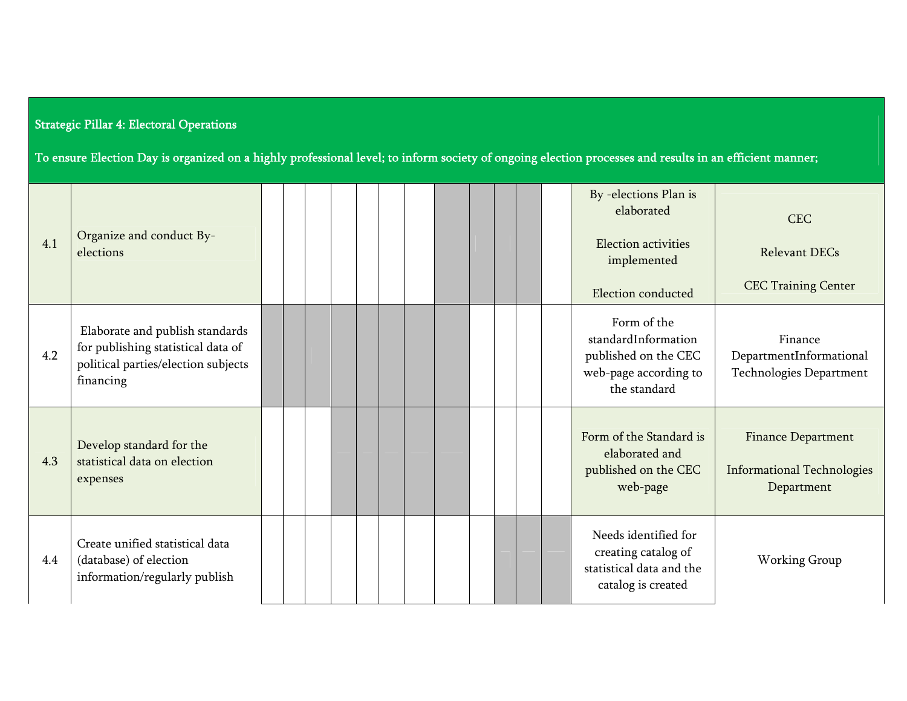| Strategic Pillar 4: Electoral Operations<br><br>To ensure Election Day is organized on a highly professional level; to inform society of ongoing election processes and results in an efficient manner; | | | | | | | | | | | | | | | |
|---|---|---|---|---|---|---|---|---|---|---|---|---|---|---|---|
| 4.1 | Organize and conduct By-elections | | | | | | | | | | | | | By -elections Plan is elaborated<br><br>Election activities implemented<br><br>Election conducted | CEC<br><br>Relevant DECs<br><br>CEC Training Center |
| 4.2 | Elaborate and publish standards for publishing statistical data of political parties/election subjects financing | | | | | | | | | | | | | Form of the standardInformation published on the CEC web-page according to the standard | Finance DepartmentInformational Technologies Department |
| 4.3 | Develop standard for the statistical data on election expenses | | | | | | | | | | | | | Form of the Standard is elaborated and published on the CEC web-page | Finance Department<br><br>Informational Technologies Department |
| 4.4 | Create unified statistical data (database) of election information/regularly publish | | | | | | | | | | | | | Needs identified for creating catalog of statistical data and the catalog is created | Working Group |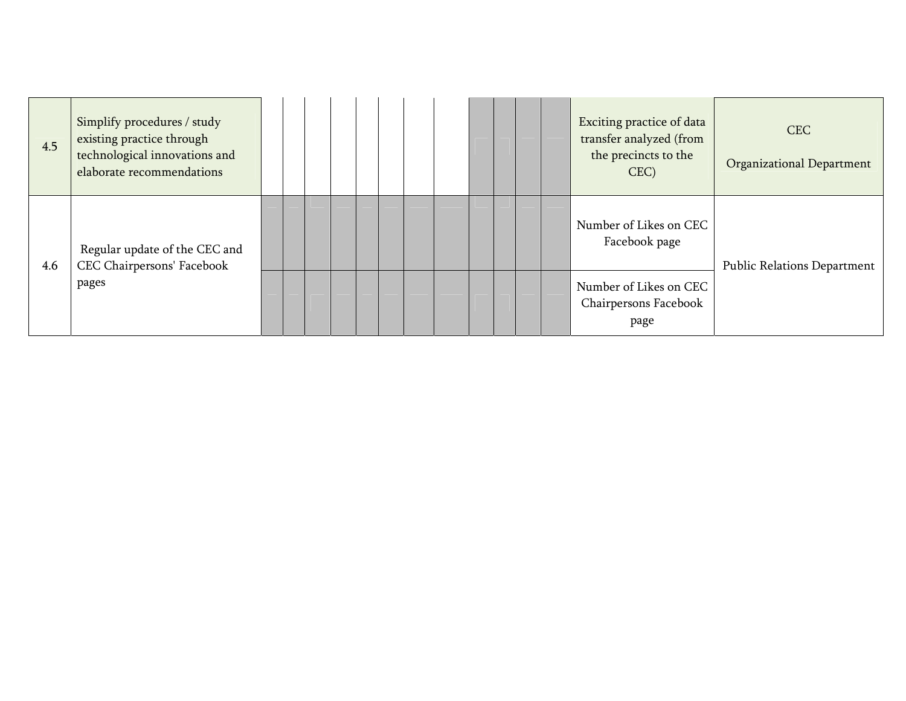| | | | | | | | | | | | | | | | |
|---|---|---|---|---|---|---|---|---|---|---|---|---|---|---|---|
| 4.5 | Simplify procedures / study existing practice through technological innovations and elaborate recommendations | | | | | | | | | | | | | Exciting practice of data transfer analyzed (from the precincts to the CEC) | CEC<br><br>Organizational Department |
| 4.6 | Regular update of the CEC and CEC Chairpersons' Facebook pages | | | | | | | | | | | | | Number of Likes on CEC Facebook page | Public Relations Department |
| | | | | | | | | | | | | | | Number of Likes on CEC Chairpersons Facebook page | |